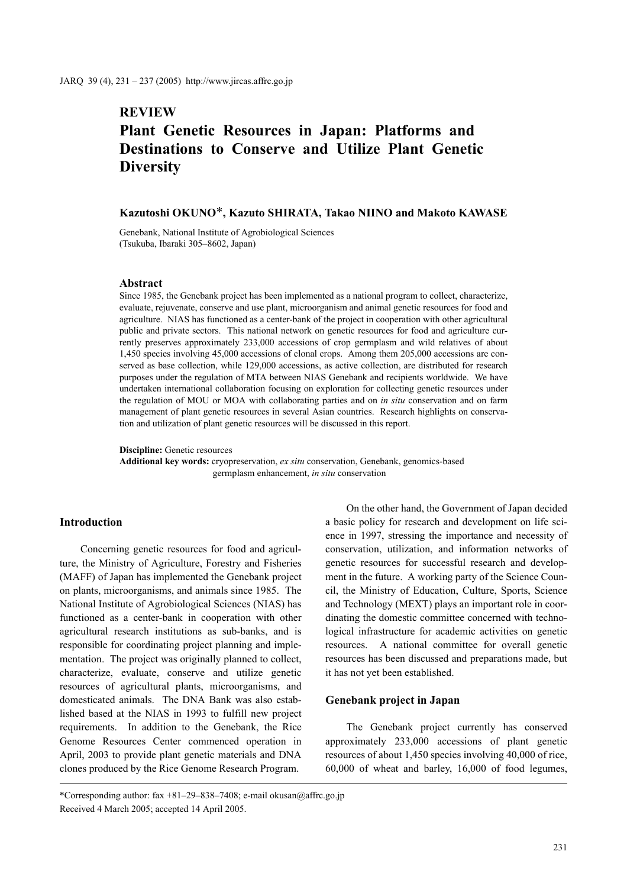## REVIEW

# Plant Genetic Resources in Japan: Platforms and Destinations to Conserve and Utilize Plant Genetic Diversity

**Kazutoshi OKUNO*, Kazuto SHIRATA, Takao NIINO and Makoto KAWASE**

Genebank, National Institute of Agrobiological Sciences
(Tsukuba, Ibaraki 305–8602, Japan)

### Abstract

Since 1985, the Genebank project has been implemented as a national program to collect, characterize, evaluate, rejuvenate, conserve and use plant, microorganism and animal genetic resources for food and agriculture. NIAS has functioned as a center-bank of the project in cooperation with other agricultural public and private sectors. This national network on genetic resources for food and agriculture currently preserves approximately 233,000 accessions of crop germplasm and wild relatives of about 1,450 species involving 45,000 accessions of clonal crops. Among them 205,000 accessions are conserved as base collection, while 129,000 accessions, as active collection, are distributed for research purposes under the regulation of MTA between NIAS Genebank and recipients worldwide. We have undertaken international collaboration focusing on exploration for collecting genetic resources under the regulation of MOU or MOA with collaborating parties and on *in situ* conservation and on farm management of plant genetic resources in several Asian countries. Research highlights on conservation and utilization of plant genetic resources will be discussed in this report.

**Discipline:** Genetic resources
**Additional key words:** cryopreservation, *ex situ* conservation, Genebank, genomics-based germplasm enhancement, *in situ* conservation

## Introduction

Concerning genetic resources for food and agriculture, the Ministry of Agriculture, Forestry and Fisheries (MAFF) of Japan has implemented the Genebank project on plants, microorganisms, and animals since 1985. The National Institute of Agrobiological Sciences (NIAS) has functioned as a center-bank in cooperation with other agricultural research institutions as sub-banks, and is responsible for coordinating project planning and implementation. The project was originally planned to collect, characterize, evaluate, conserve and utilize genetic resources of agricultural plants, microorganisms, and domesticated animals. The DNA Bank was also established based at the NIAS in 1993 to fulfill new project requirements. In addition to the Genebank, the Rice Genome Resources Center commenced operation in April, 2003 to provide plant genetic materials and DNA clones produced by the Rice Genome Research Program.

On the other hand, the Government of Japan decided a basic policy for research and development on life science in 1997, stressing the importance and necessity of conservation, utilization, and information networks of genetic resources for successful research and development in the future. A working party of the Science Council, the Ministry of Education, Culture, Sports, Science and Technology (MEXT) plays an important role in coordinating the domestic committee concerned with technological infrastructure for academic activities on genetic resources. A national committee for overall genetic resources has been discussed and preparations made, but it has not yet been established.

## Genebank project in Japan

The Genebank project currently has conserved approximately 233,000 accessions of plant genetic resources of about 1,450 species involving 40,000 of rice, 60,000 of wheat and barley, 16,000 of food legumes,

*Corresponding author: fax +81–29–838–7408; e-mail okusan@affrc.go.jp
Received 4 March 2005; accepted 14 April 2005.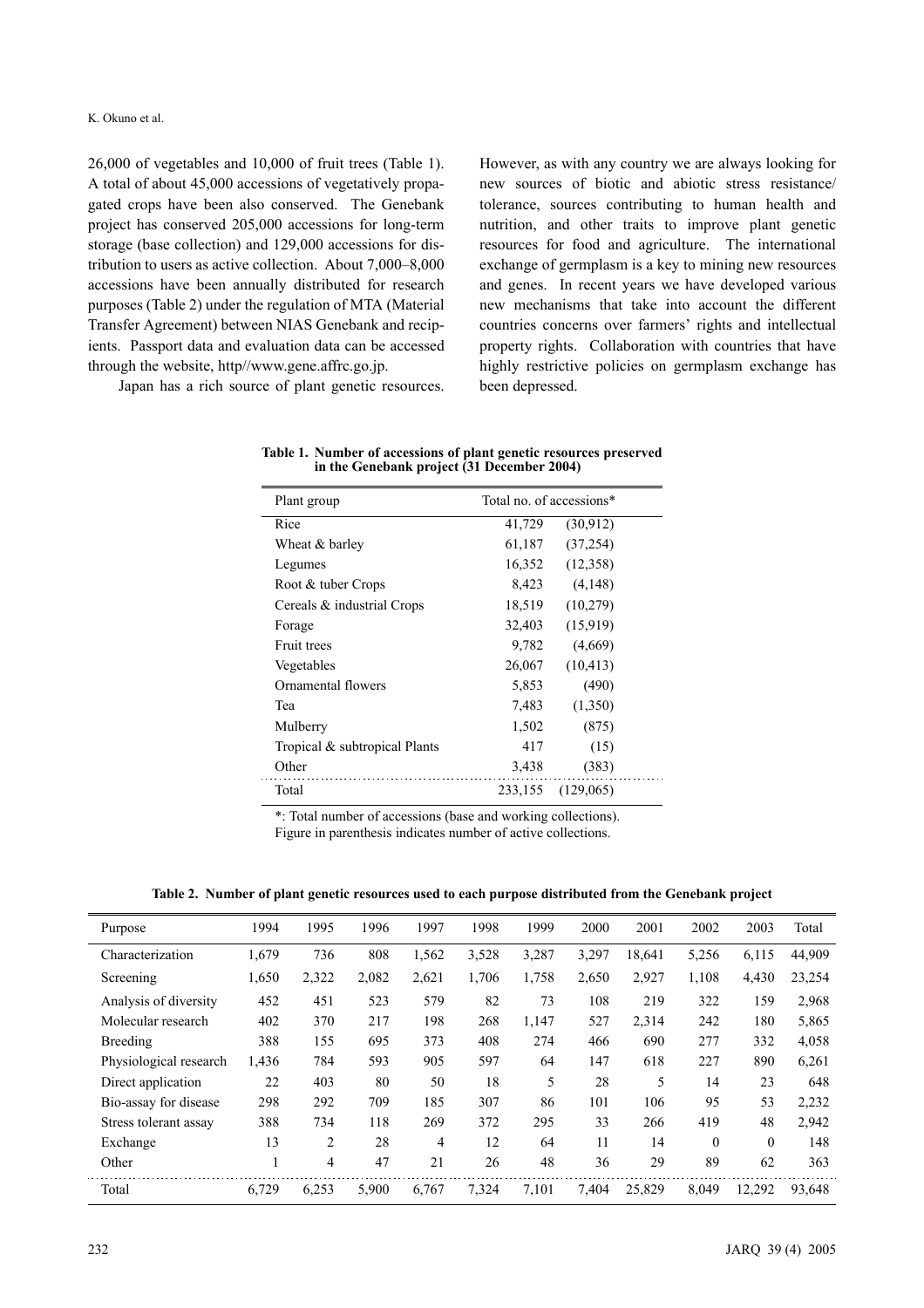26,000 of vegetables and 10,000 of fruit trees (Table 1). A total of about 45,000 accessions of vegetatively propagated crops have been also conserved. The Genebank project has conserved 205,000 accessions for long-term storage (base collection) and 129,000 accessions for distribution to users as active collection. About 7,000–8,000 accessions have been annually distributed for research purposes (Table 2) under the regulation of MTA (Material Transfer Agreement) between NIAS Genebank and recipients. Passport data and evaluation data can be accessed through the website, http//www.gene.affrc.go.jp.

Japan has a rich source of plant genetic resources. However, as with any country we are always looking for new sources of biotic and abiotic stress resistance/tolerance, sources contributing to human health and nutrition, and other traits to improve plant genetic resources for food and agriculture. The international exchange of germplasm is a key to mining new resources and genes. In recent years we have developed various new mechanisms that take into account the different countries concerns over farmers' rights and intellectual property rights. Collaboration with countries that have highly restrictive policies on germplasm exchange has been depressed.

**Table 1. Number of accessions of plant genetic resources preserved in the Genebank project (31 December 2004)**

| Plant group | Total no. of accessions* | |
|---|---|---|
| Rice | 41,729 | (30,912) |
| Wheat & barley | 61,187 | (37,254) |
| Legumes | 16,352 | (12,358) |
| Root & tuber Crops | 8,423 | (4,148) |
| Cereals & industrial Crops | 18,519 | (10,279) |
| Forage | 32,403 | (15,919) |
| Fruit trees | 9,782 | (4,669) |
| Vegetables | 26,067 | (10,413) |
| Ornamental flowers | 5,853 | (490) |
| Tea | 7,483 | (1,350) |
| Mulberry | 1,502 | (875) |
| Tropical & subtropical Plants | 417 | (15) |
| Other | 3,438 | (383) |
| Total | 233,155 | (129,065) |

*: Total number of accessions (base and working collections).
Figure in parenthesis indicates number of active collections.

**Table 2. Number of plant genetic resources used to each purpose distributed from the Genebank project**

| Purpose | 1994 | 1995 | 1996 | 1997 | 1998 | 1999 | 2000 | 2001 | 2002 | 2003 | Total |
|---|---|---|---|---|---|---|---|---|---|---|---|
| Characterization | 1,679 | 736 | 808 | 1,562 | 3,528 | 3,287 | 3,297 | 18,641 | 5,256 | 6,115 | 44,909 |
| Screening | 1,650 | 2,322 | 2,082 | 2,621 | 1,706 | 1,758 | 2,650 | 2,927 | 1,108 | 4,430 | 23,254 |
| Analysis of diversity | 452 | 451 | 523 | 579 | 82 | 73 | 108 | 219 | 322 | 159 | 2,968 |
| Molecular research | 402 | 370 | 217 | 198 | 268 | 1,147 | 527 | 2,314 | 242 | 180 | 5,865 |
| Breeding | 388 | 155 | 695 | 373 | 408 | 274 | 466 | 690 | 277 | 332 | 4,058 |
| Physiological research | 1,436 | 784 | 593 | 905 | 597 | 64 | 147 | 618 | 227 | 890 | 6,261 |
| Direct application | 22 | 403 | 80 | 50 | 18 | 5 | 28 | 5 | 14 | 23 | 648 |
| Bio-assay for disease | 298 | 292 | 709 | 185 | 307 | 86 | 101 | 106 | 95 | 53 | 2,232 |
| Stress tolerant assay | 388 | 734 | 118 | 269 | 372 | 295 | 33 | 266 | 419 | 48 | 2,942 |
| Exchange | 13 | 2 | 28 | 4 | 12 | 64 | 11 | 14 | 0 | 0 | 148 |
| Other | 1 | 4 | 47 | 21 | 26 | 48 | 36 | 29 | 89 | 62 | 363 |
| Total | 6,729 | 6,253 | 5,900 | 6,767 | 7,324 | 7,101 | 7,404 | 25,829 | 8,049 | 12,292 | 93,648 |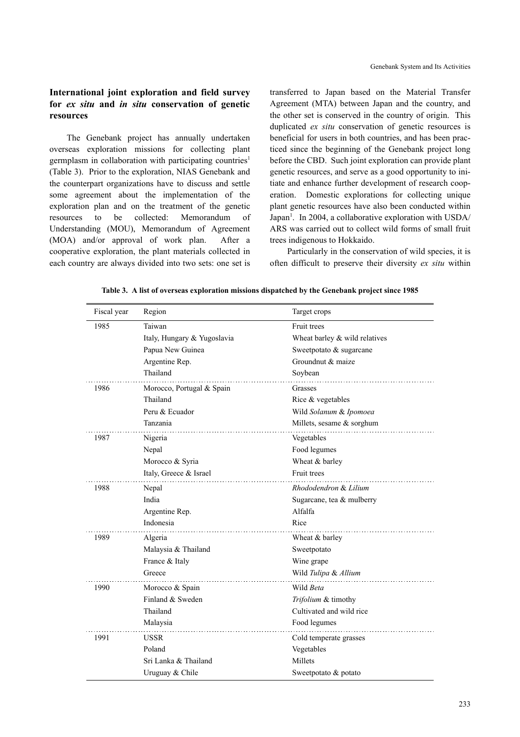## International joint exploration and field survey for *ex situ* and *in situ* conservation of genetic resources

The Genebank project has annually undertaken overseas exploration missions for collecting plant germplasm in collaboration with participating countries[1] (Table 3). Prior to the exploration, NIAS Genebank and the counterpart organizations have to discuss and settle some agreement about the implementation of the exploration plan and on the treatment of the genetic resources to be collected: Memorandum of Understanding (MOU), Memorandum of Agreement (MOA) and/or approval of work plan. After a cooperative exploration, the plant materials collected in each country are always divided into two sets: one set is transferred to Japan based on the Material Transfer Agreement (MTA) between Japan and the country, and the other set is conserved in the country of origin. This duplicated *ex situ* conservation of genetic resources is beneficial for users in both countries, and has been practiced since the beginning of the Genebank project long before the CBD. Such joint exploration can provide plant genetic resources, and serve as a good opportunity to initiate and enhance further development of research cooperation. Domestic explorations for collecting unique plant genetic resources have also been conducted within Japan[1]. In 2004, a collaborative exploration with USDA/ARS was carried out to collect wild forms of small fruit trees indigenous to Hokkaido.

Particularly in the conservation of wild species, it is often difficult to preserve their diversity *ex situ* within

**Table 3. A list of overseas exploration missions dispatched by the Genebank project since 1985**

| Fiscal year | Region | Target crops |
|---|---|---|
| 1985 | Taiwan | Fruit trees |
| | Italy, Hungary & Yugoslavia | Wheat barley & wild relatives |
| | Papua New Guinea | Sweetpotato & sugarcane |
| | Argentine Rep. | Groundnut & maize |
| | Thailand | Soybean |
| 1986 | Morocco, Portugal & Spain | Grasses |
| | Thailand | Rice & vegetables |
| | Peru & Ecuador | Wild *Solanum* & *Ipomoea* |
| | Tanzania | Millets, sesame & sorghum |
| 1987 | Nigeria | Vegetables |
| | Nepal | Food legumes |
| | Morocco & Syria | Wheat & barley |
| | Italy, Greece & Israel | Fruit trees |
| 1988 | Nepal | *Rhododendron* & *Lilium* |
| | India | Sugarcane, tea & mulberry |
| | Argentine Rep. | Alfalfa |
| | Indonesia | Rice |
| 1989 | Algeria | Wheat & barley |
| | Malaysia & Thailand | Sweetpotato |
| | France & Italy | Wine grape |
| | Greece | Wild *Tulipa* & *Allium* |
| 1990 | Morocco & Spain | Wild *Beta* |
| | Finland & Sweden | *Trifolium* & timothy |
| | Thailand | Cultivated and wild rice |
| | Malaysia | Food legumes |
| 1991 | USSR | Cold temperate grasses |
| | Poland | Vegetables |
| | Sri Lanka & Thailand | Millets |
| | Uruguay & Chile | Sweetpotato & potato |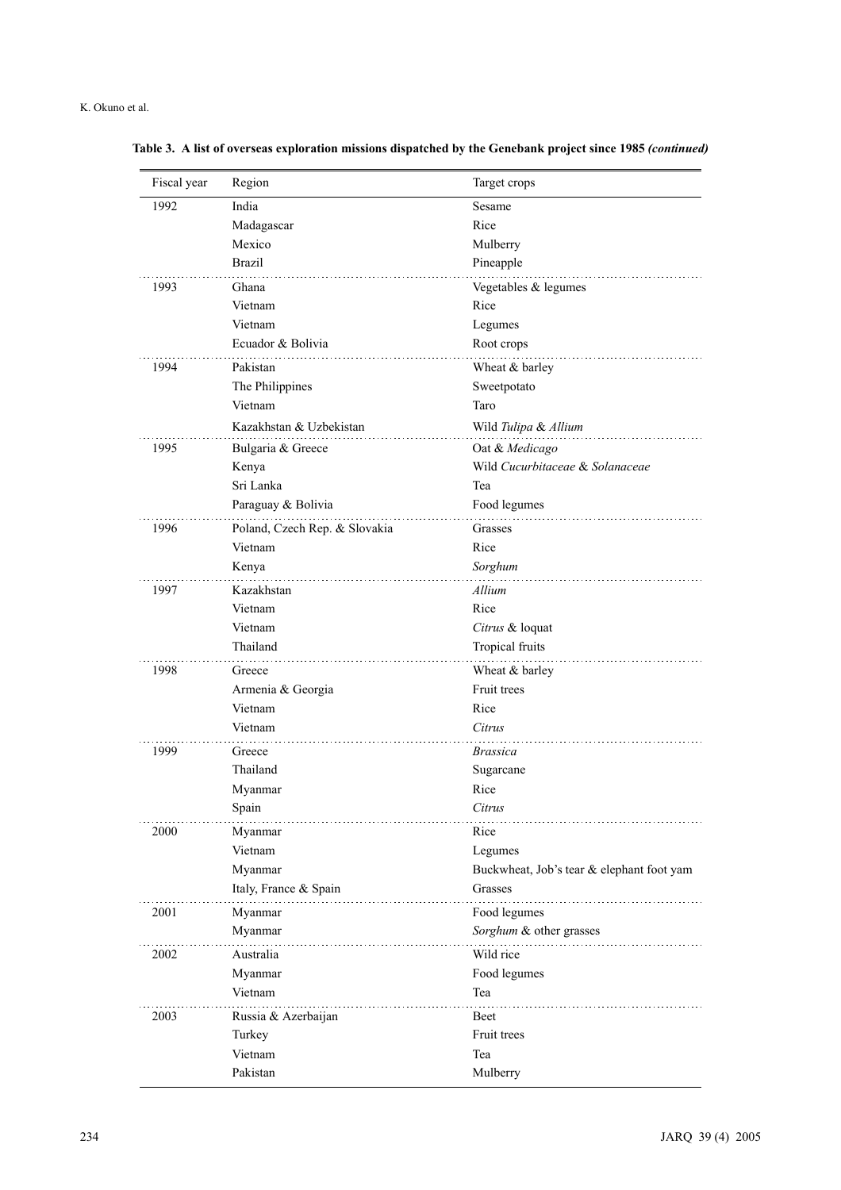**Table 3. A list of overseas exploration missions dispatched by the Genebank project since 1985 *(continued)***

| Fiscal year | Region | Target crops |
|---|---|---|
| 1992 | India | Sesame |
| | Madagascar | Rice |
| | Mexico | Mulberry |
| | Brazil | Pineapple |
| 1993 | Ghana | Vegetables & legumes |
| | Vietnam | Rice |
| | Vietnam | Legumes |
| | Ecuador & Bolivia | Root crops |
| 1994 | Pakistan | Wheat & barley |
| | The Philippines | Sweetpotato |
| | Vietnam | Taro |
| | Kazakhstan & Uzbekistan | Wild *Tulipa* & *Allium* |
| 1995 | Bulgaria & Greece | Oat & *Medicago* |
| | Kenya | Wild *Cucurbitaceae* & *Solanaceae* |
| | Sri Lanka | Tea |
| | Paraguay & Bolivia | Food legumes |
| 1996 | Poland, Czech Rep. & Slovakia | Grasses |
| | Vietnam | Rice |
| | Kenya | *Sorghum* |
| 1997 | Kazakhstan | *Allium* |
| | Vietnam | Rice |
| | Vietnam | *Citrus* & loquat |
| | Thailand | Tropical fruits |
| 1998 | Greece | Wheat & barley |
| | Armenia & Georgia | Fruit trees |
| | Vietnam | Rice |
| | Vietnam | *Citrus* |
| 1999 | Greece | *Brassica* |
| | Thailand | Sugarcane |
| | Myanmar | Rice |
| | Spain | *Citrus* |
| 2000 | Myanmar | Rice |
| | Vietnam | Legumes |
| | Myanmar | Buckwheat, Job's tear & elephant foot yam |
| | Italy, France & Spain | Grasses |
| 2001 | Myanmar | Food legumes |
| | Myanmar | *Sorghum* & other grasses |
| 2002 | Australia | Wild rice |
| | Myanmar | Food legumes |
| | Vietnam | Tea |
| 2003 | Russia & Azerbaijan | Beet |
| | Turkey | Fruit trees |
| | Vietnam | Tea |
| | Pakistan | Mulberry |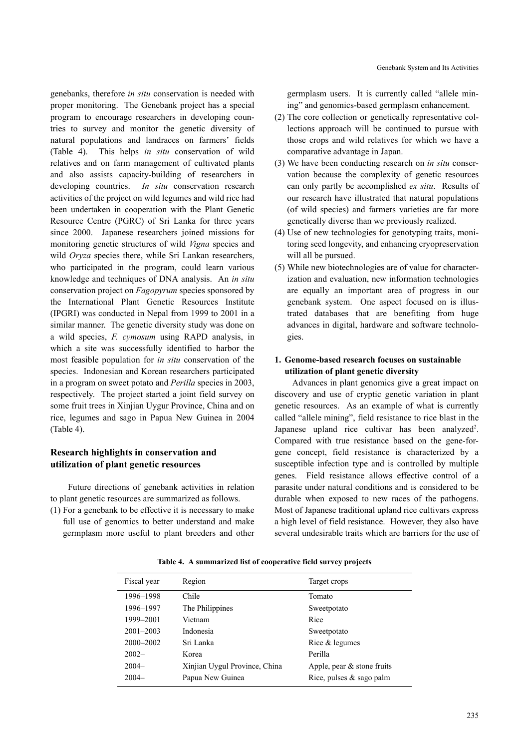genebanks, therefore *in situ* conservation is needed with proper monitoring. The Genebank project has a special program to encourage researchers in developing countries to survey and monitor the genetic diversity of natural populations and landraces on farmers' fields (Table 4). This helps *in situ* conservation of wild relatives and on farm management of cultivated plants and also assists capacity-building of researchers in developing countries. *In situ* conservation research activities of the project on wild legumes and wild rice had been undertaken in cooperation with the Plant Genetic Resource Centre (PGRC) of Sri Lanka for three years since 2000. Japanese researchers joined missions for monitoring genetic structures of wild *Vigna* species and wild *Oryza* species there, while Sri Lankan researchers, who participated in the program, could learn various knowledge and techniques of DNA analysis. An *in situ* conservation project on *Fagopyrum* species sponsored by the International Plant Genetic Resources Institute (IPGRI) was conducted in Nepal from 1999 to 2001 in a similar manner. The genetic diversity study was done on a wild species, *F. cymosum* using RAPD analysis, in which a site was successfully identified to harbor the most feasible population for *in situ* conservation of the species. Indonesian and Korean researchers participated in a program on sweet potato and *Perilla* species in 2003, respectively. The project started a joint field survey on some fruit trees in Xinjian Uygur Province, China and on rice, legumes and sago in Papua New Guinea in 2004 (Table 4).

## Research highlights in conservation and utilization of plant genetic resources

Future directions of genebank activities in relation to plant genetic resources are summarized as follows.

(1) For a genebank to be effective it is necessary to make full use of genomics to better understand and make germplasm more useful to plant breeders and other germplasm users. It is currently called "allele mining" and genomics-based germplasm enhancement.
(2) The core collection or genetically representative collections approach will be continued to pursue with those crops and wild relatives for which we have a comparative advantage in Japan.
(3) We have been conducting research on *in situ* conservation because the complexity of genetic resources can only partly be accomplished *ex situ*. Results of our research have illustrated that natural populations (of wild species) and farmers varieties are far more genetically diverse than we previously realized.
(4) Use of new technologies for genotyping traits, monitoring seed longevity, and enhancing cryopreservation will all be pursued.
(5) While new biotechnologies are of value for characterization and evaluation, new information technologies are equally an important area of progress in our genebank system. One aspect focused on is illustrated databases that are benefiting from huge advances in digital, hardware and software technologies.

### 1. Genome-based research focuses on sustainable utilization of plant genetic diversity

Advances in plant genomics give a great impact on discovery and use of cryptic genetic variation in plant genetic resources. As an example of what is currently called "allele mining", field resistance to rice blast in the Japanese upland rice cultivar has been analyzed[2]. Compared with true resistance based on the gene-for-gene concept, field resistance is characterized by a susceptible infection type and is controlled by multiple genes. Field resistance allows effective control of a parasite under natural conditions and is considered to be durable when exposed to new races of the pathogens. Most of Japanese traditional upland rice cultivars express a high level of field resistance. However, they also have several undesirable traits which are barriers for the use of

**Table 4. A summarized list of cooperative field survey projects**

| Fiscal year | Region | Target crops |
|---|---|---|
| 1996–1998 | Chile | Tomato |
| 1996–1997 | The Philippines | Sweetpotato |
| 1999–2001 | Vietnam | Rice |
| 2001–2003 | Indonesia | Sweetpotato |
| 2000–2002 | Sri Lanka | Rice & legumes |
| 2002– | Korea | Perilla |
| 2004– | Xinjian Uygul Province, China | Apple, pear & stone fruits |
| 2004– | Papua New Guinea | Rice, pulses & sago palm |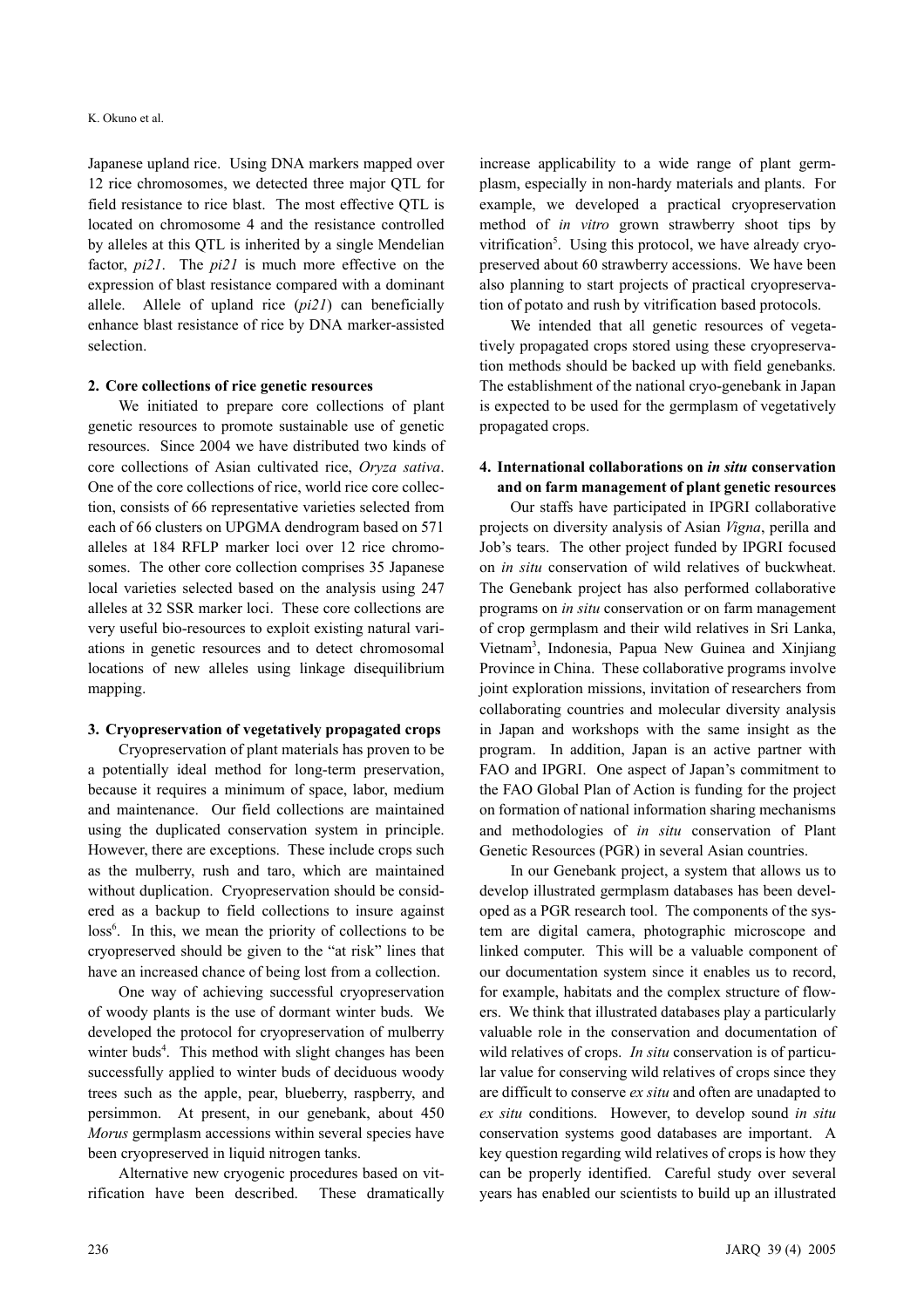Japanese upland rice. Using DNA markers mapped over 12 rice chromosomes, we detected three major QTL for field resistance to rice blast. The most effective QTL is located on chromosome 4 and the resistance controlled by alleles at this QTL is inherited by a single Mendelian factor, *pi21*. The *pi21* is much more effective on the expression of blast resistance compared with a dominant allele. Allele of upland rice (*pi21*) can beneficially enhance blast resistance of rice by DNA marker-assisted selection.

### 2. Core collections of rice genetic resources

We initiated to prepare core collections of plant genetic resources to promote sustainable use of genetic resources. Since 2004 we have distributed two kinds of core collections of Asian cultivated rice, *Oryza sativa*. One of the core collections of rice, world rice core collection, consists of 66 representative varieties selected from each of 66 clusters on UPGMA dendrogram based on 571 alleles at 184 RFLP marker loci over 12 rice chromosomes. The other core collection comprises 35 Japanese local varieties selected based on the analysis using 247 alleles at 32 SSR marker loci. These core collections are very useful bio-resources to exploit existing natural variations in genetic resources and to detect chromosomal locations of new alleles using linkage disequilibrium mapping.

### 3. Cryopreservation of vegetatively propagated crops

Cryopreservation of plant materials has proven to be a potentially ideal method for long-term preservation, because it requires a minimum of space, labor, medium and maintenance. Our field collections are maintained using the duplicated conservation system in principle. However, there are exceptions. These include crops such as the mulberry, rush and taro, which are maintained without duplication. Cryopreservation should be considered as a backup to field collections to insure against loss[6]. In this, we mean the priority of collections to be cryopreserved should be given to the "at risk" lines that have an increased chance of being lost from a collection.

One way of achieving successful cryopreservation of woody plants is the use of dormant winter buds. We developed the protocol for cryopreservation of mulberry winter buds[4]. This method with slight changes has been successfully applied to winter buds of deciduous woody trees such as the apple, pear, blueberry, raspberry, and persimmon. At present, in our genebank, about 450 *Morus* germplasm accessions within several species have been cryopreserved in liquid nitrogen tanks.

Alternative new cryogenic procedures based on vitrification have been described. These dramatically increase applicability to a wide range of plant germplasm, especially in non-hardy materials and plants. For example, we developed a practical cryopreservation method of *in vitro* grown strawberry shoot tips by vitrification[5]. Using this protocol, we have already cryopreserved about 60 strawberry accessions. We have been also planning to start projects of practical cryopreservation of potato and rush by vitrification based protocols.

We intended that all genetic resources of vegetatively propagated crops stored using these cryopreservation methods should be backed up with field genebanks. The establishment of the national cryo-genebank in Japan is expected to be used for the germplasm of vegetatively propagated crops.

### 4. International collaborations on *in situ* conservation and on farm management of plant genetic resources

Our staffs have participated in IPGRI collaborative projects on diversity analysis of Asian *Vigna*, perilla and Job's tears. The other project funded by IPGRI focused on *in situ* conservation of wild relatives of buckwheat. The Genebank project has also performed collaborative programs on *in situ* conservation or on farm management of crop germplasm and their wild relatives in Sri Lanka, Vietnam[3], Indonesia, Papua New Guinea and Xinjiang Province in China. These collaborative programs involve joint exploration missions, invitation of researchers from collaborating countries and molecular diversity analysis in Japan and workshops with the same insight as the program. In addition, Japan is an active partner with FAO and IPGRI. One aspect of Japan's commitment to the FAO Global Plan of Action is funding for the project on formation of national information sharing mechanisms and methodologies of *in situ* conservation of Plant Genetic Resources (PGR) in several Asian countries.

In our Genebank project, a system that allows us to develop illustrated germplasm databases has been developed as a PGR research tool. The components of the system are digital camera, photographic microscope and linked computer. This will be a valuable component of our documentation system since it enables us to record, for example, habitats and the complex structure of flowers. We think that illustrated databases play a particularly valuable role in the conservation and documentation of wild relatives of crops. *In situ* conservation is of particular value for conserving wild relatives of crops since they are difficult to conserve *ex situ* and often are unadapted to *ex situ* conditions. However, to develop sound *in situ* conservation systems good databases are important. A key question regarding wild relatives of crops is how they can be properly identified. Careful study over several years has enabled our scientists to build up an illustrated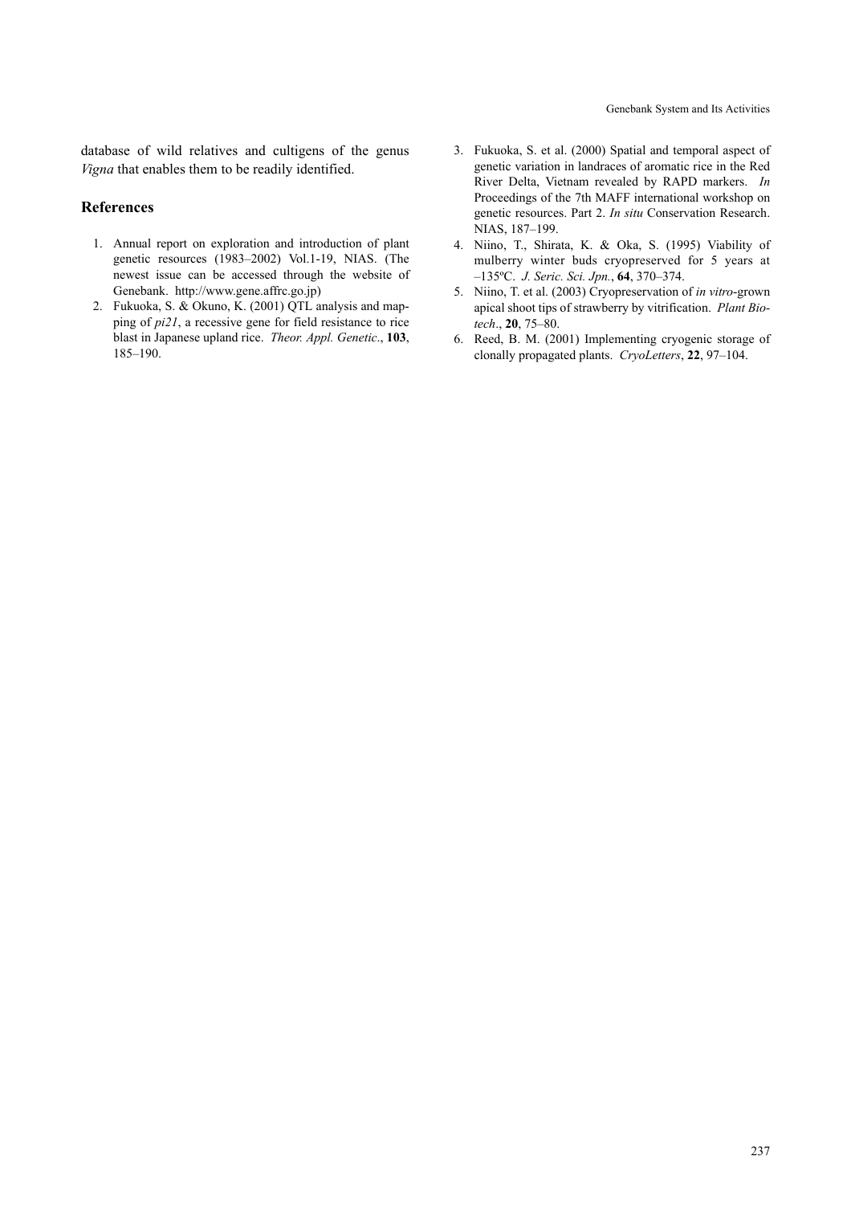database of wild relatives and cultigens of the genus *Vigna* that enables them to be readily identified.

## References

1. Annual report on exploration and introduction of plant genetic resources (1983–2002) Vol.1-19, NIAS. (The newest issue can be accessed through the website of Genebank. http://www.gene.affrc.go.jp)
2. Fukuoka, S. & Okuno, K. (2001) QTL analysis and mapping of *pi21*, a recessive gene for field resistance to rice blast in Japanese upland rice. *Theor. Appl. Genetic*., **103**, 185–190.
3. Fukuoka, S. et al. (2000) Spatial and temporal aspect of genetic variation in landraces of aromatic rice in the Red River Delta, Vietnam revealed by RAPD markers. *In* Proceedings of the 7th MAFF international workshop on genetic resources. Part 2. *In situ* Conservation Research. NIAS, 187–199.
4. Niino, T., Shirata, K. & Oka, S. (1995) Viability of mulberry winter buds cryopreserved for 5 years at –135ºC. *J. Seric. Sci. Jpn.*, **64**, 370–374.
5. Niino, T. et al. (2003) Cryopreservation of *in vitro*-grown apical shoot tips of strawberry by vitrification. *Plant Biotech*., **20**, 75–80.
6. Reed, B. M. (2001) Implementing cryogenic storage of clonally propagated plants. *CryoLetters*, **22**, 97–104.